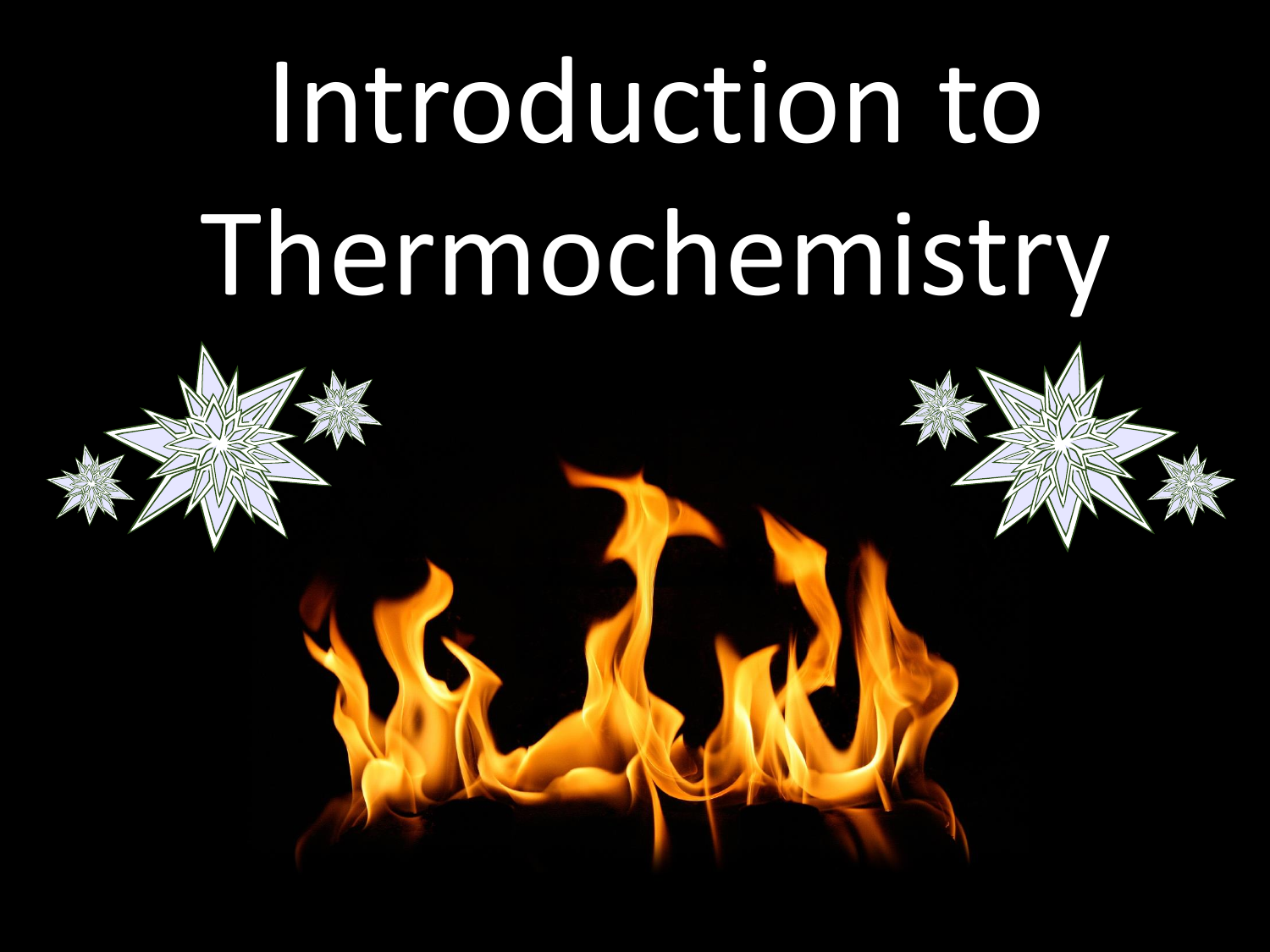# Introduction to Thermochemistry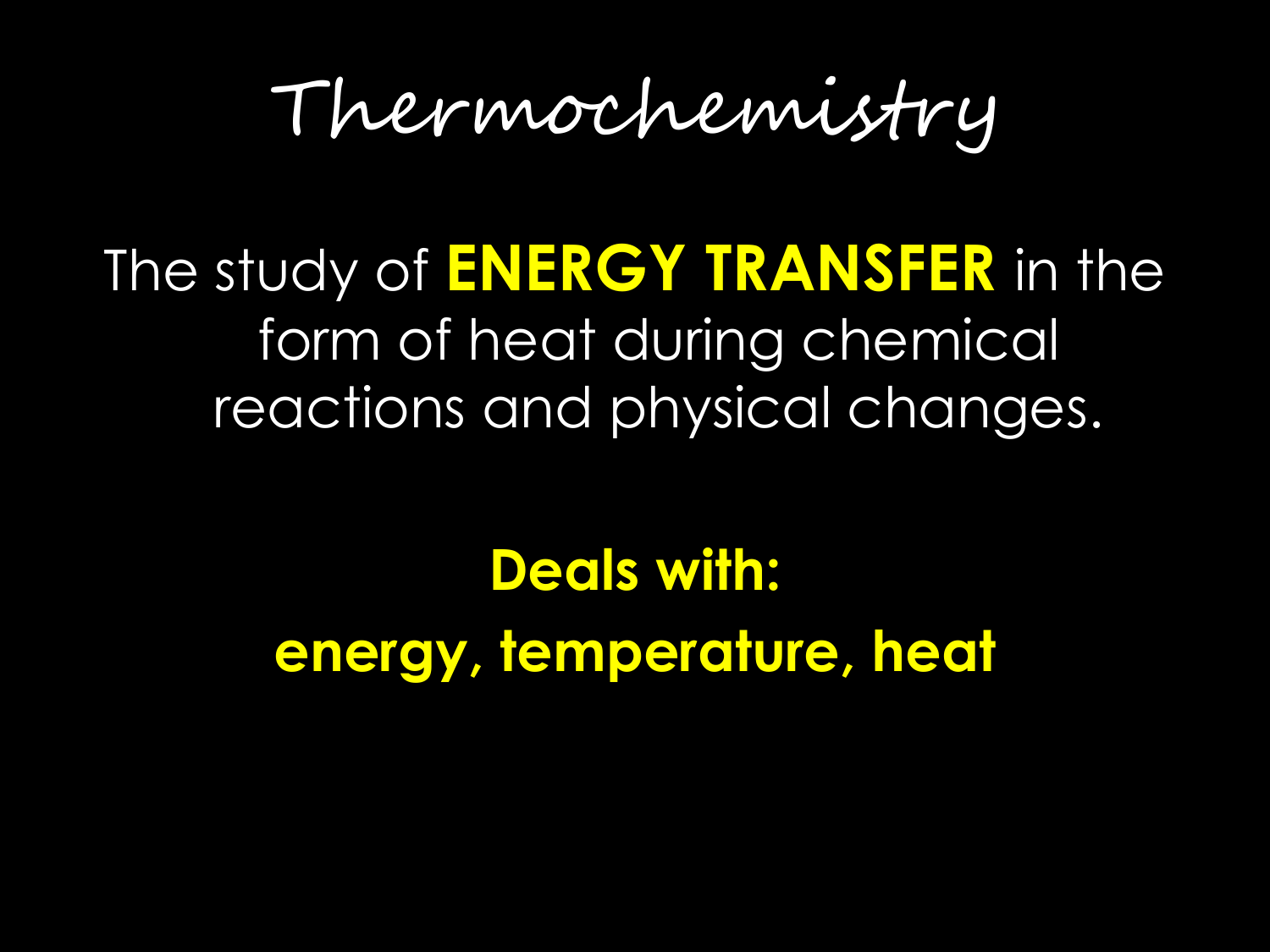# Thermochemistry

The study of **ENERGY TRANSFER** in the form of heat during chemical reactions and physical changes.

**Deals with:**

**energy, temperature, heat**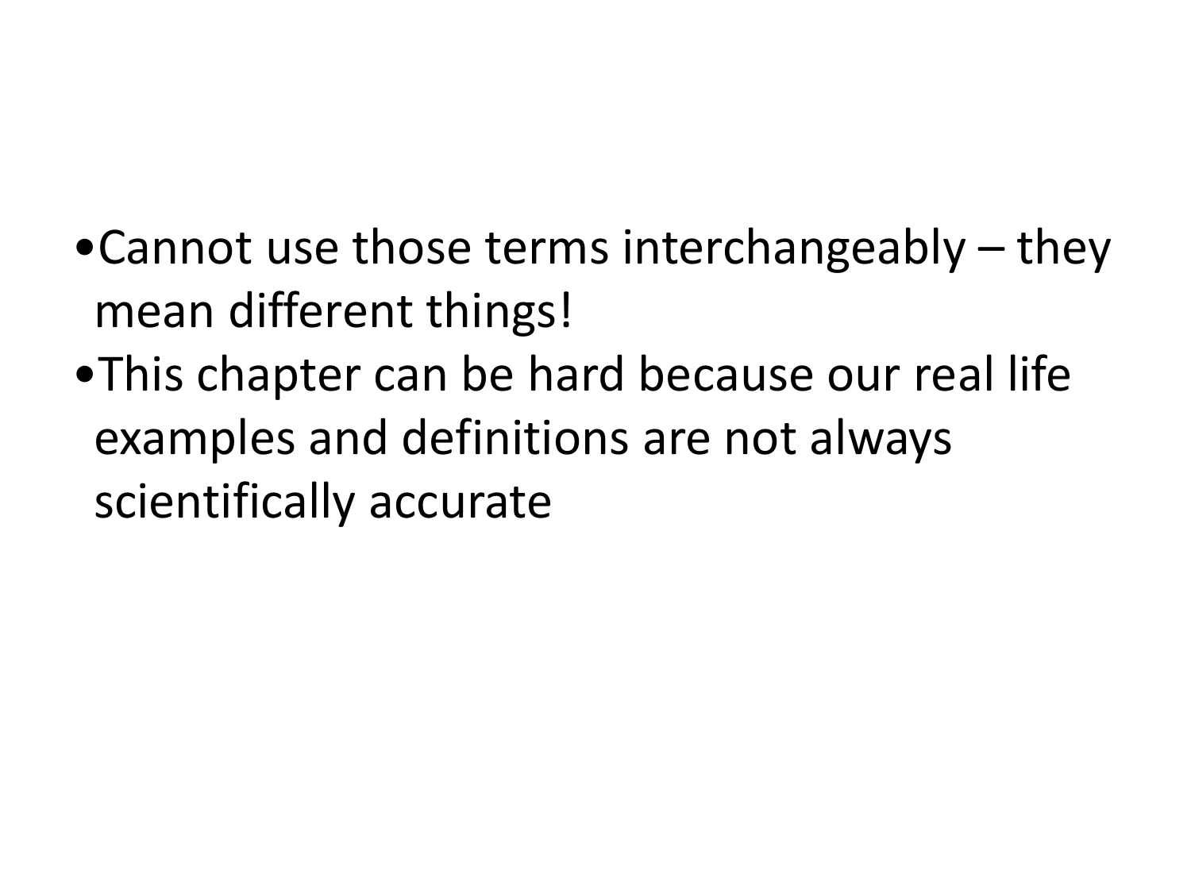- Cannot use those terms interchangeably – they mean different things!
- This chapter can be hard because our real life examples and definitions are not always scientifically accurate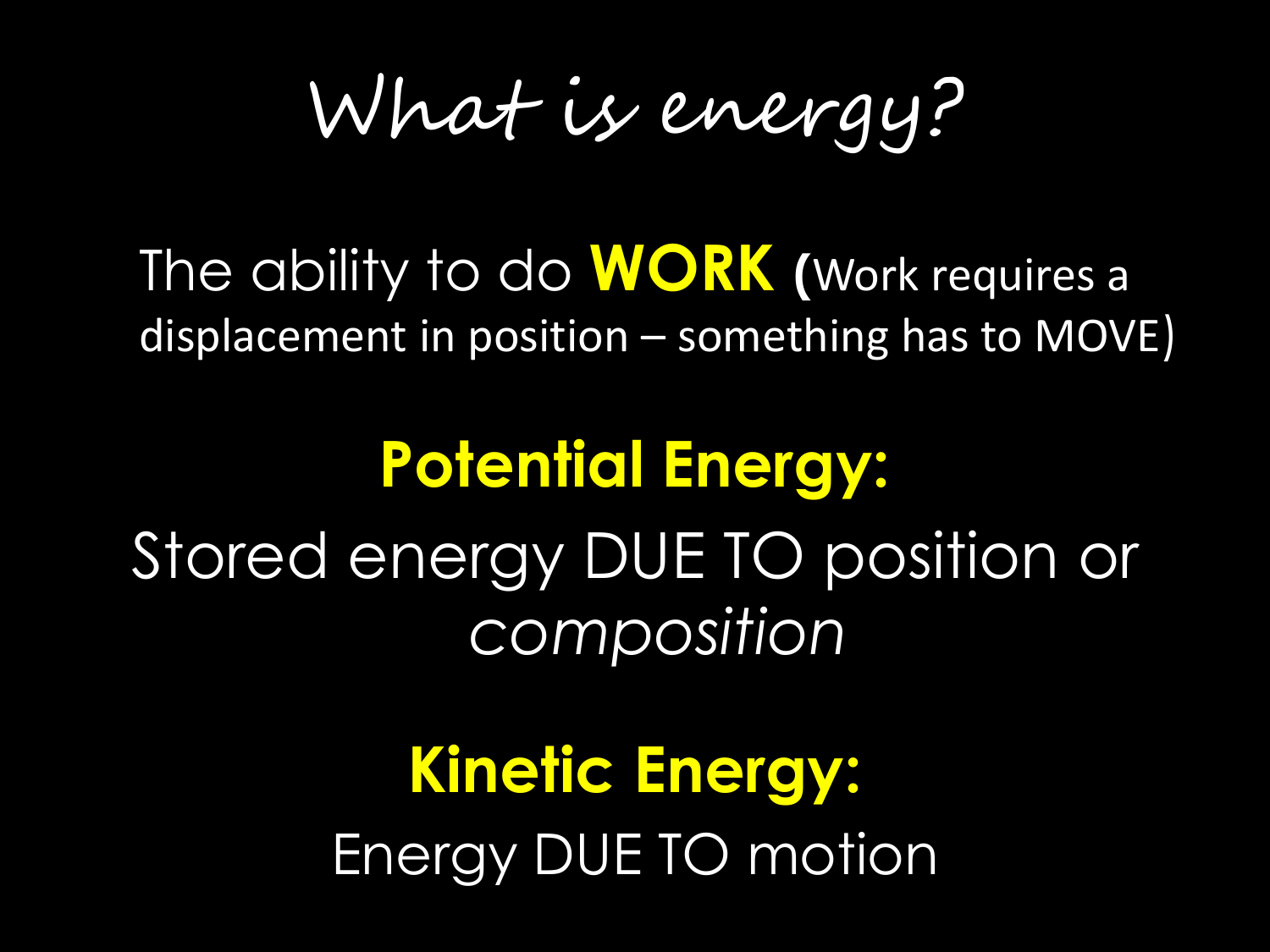# What is energy?

The ability to do **WORK** (Work requires a displacement in position – something has to MOVE)

## Potential Energy:

Stored energy DUE TO position or *composition*

## Kinetic Energy:

Energy DUE TO motion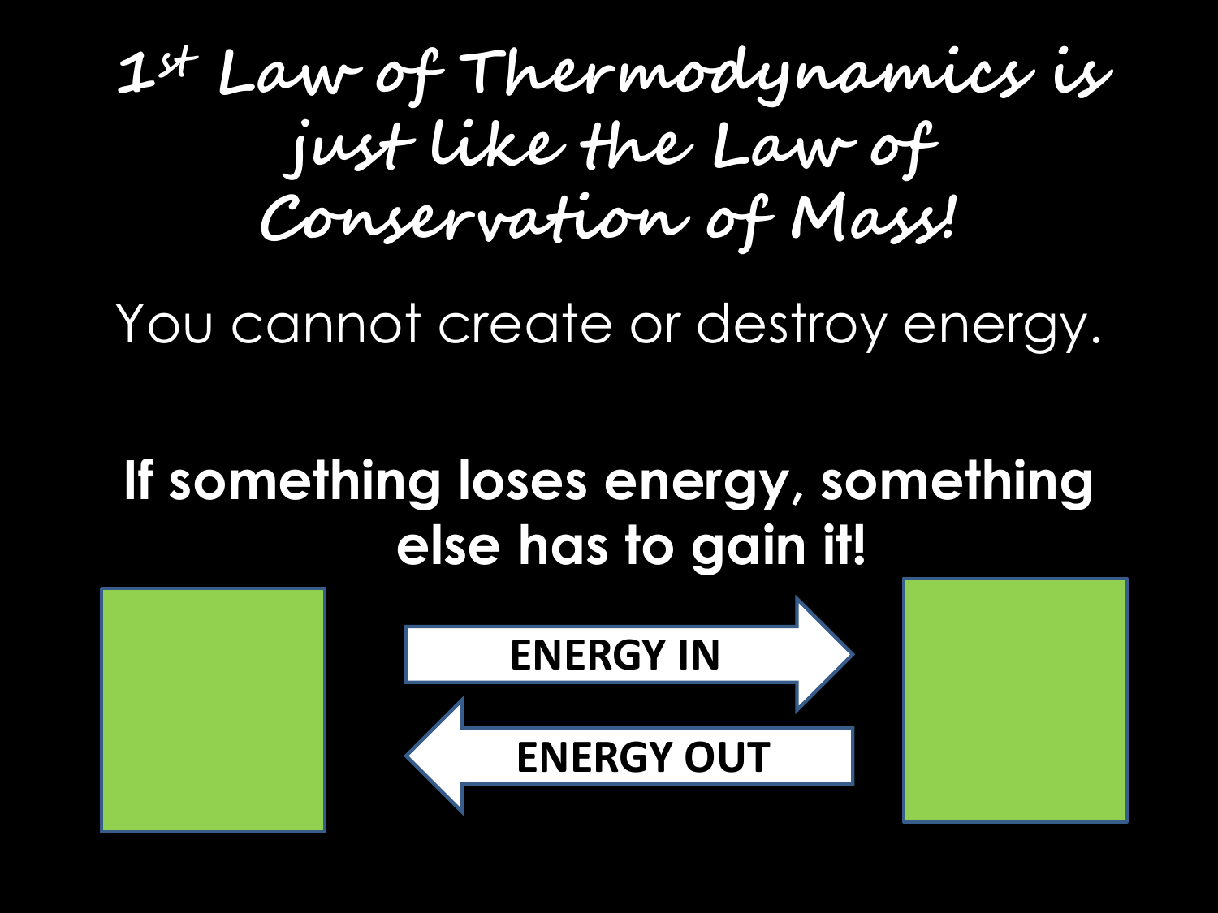# 1st Law of Thermodynamics is just like the Law of Conservation of Mass!

You cannot create or destroy energy.

**If something loses energy, something else has to gain it!**

**ENERGY IN**

**ENERGY OUT**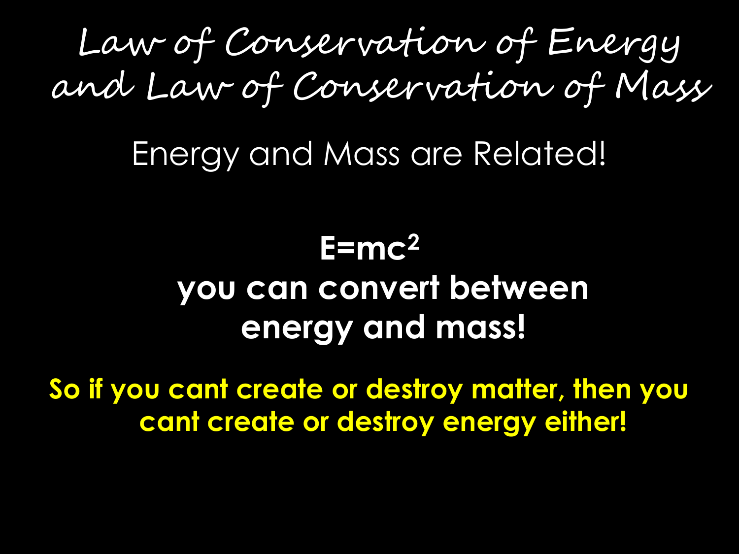# Law of Conservation of Energy and Law of Conservation of Mass

## Energy and Mass are Related!

**$E=mc^2$**

**you can convert between energy and mass!**

**So if you cant create or destroy matter, then you cant create or destroy energy either!**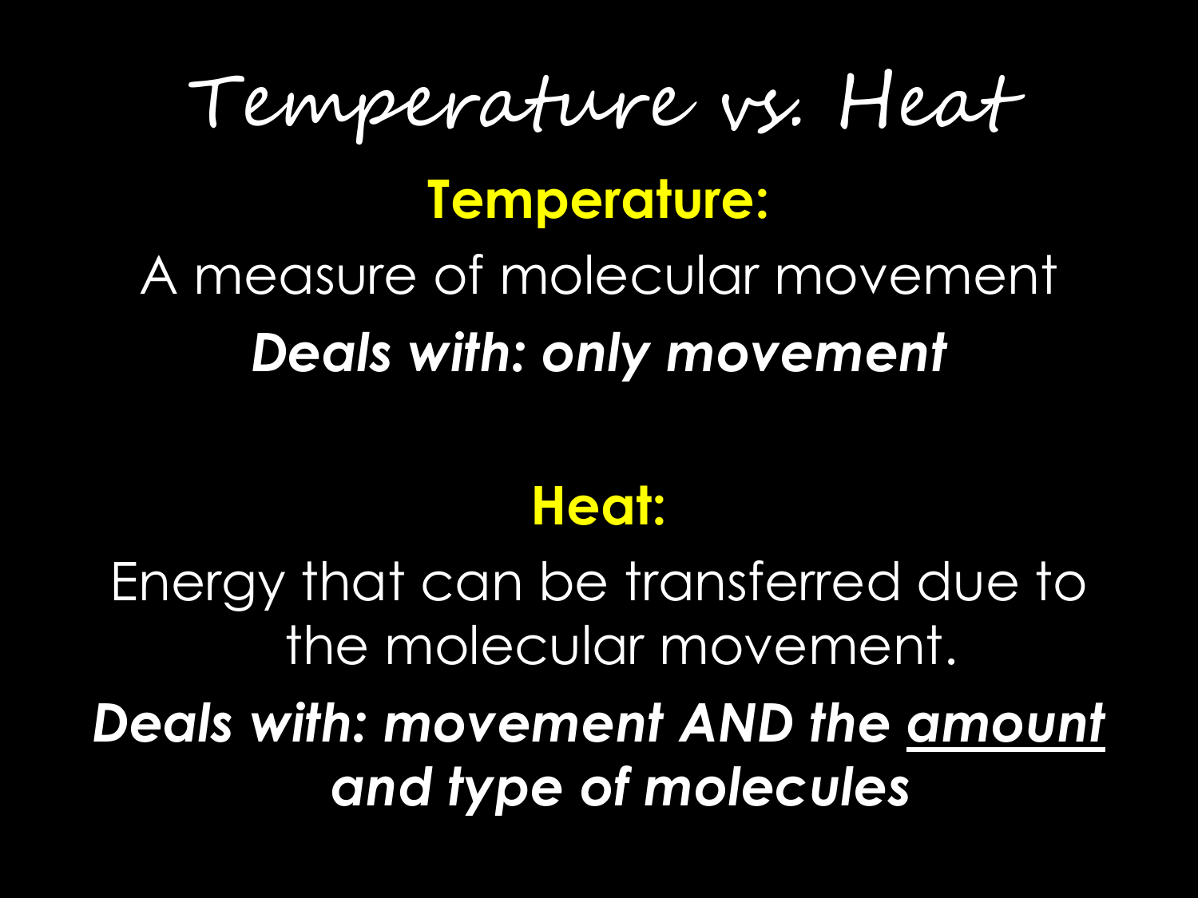# Temperature vs. Heat

**Temperature:**

A measure of molecular movement

***Deals with: only movement***

**Heat:**

Energy that can be transferred due to the molecular movement.

***Deals with: movement AND the <u>amount</u> and type of molecules***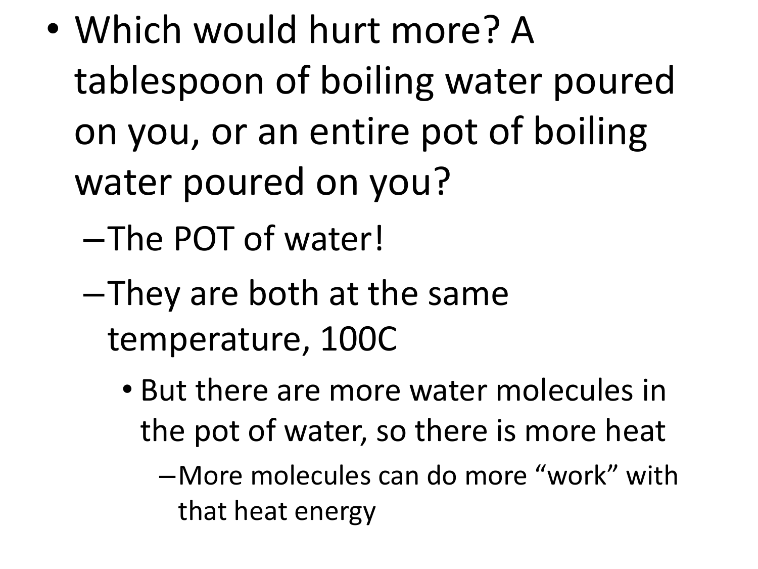- Which would hurt more? A tablespoon of boiling water poured on you, or an entire pot of boiling water poured on you?
  - The POT of water!
  - They are both at the same temperature, 100C
    - But there are more water molecules in the pot of water, so there is more heat
      - More molecules can do more "work" with that heat energy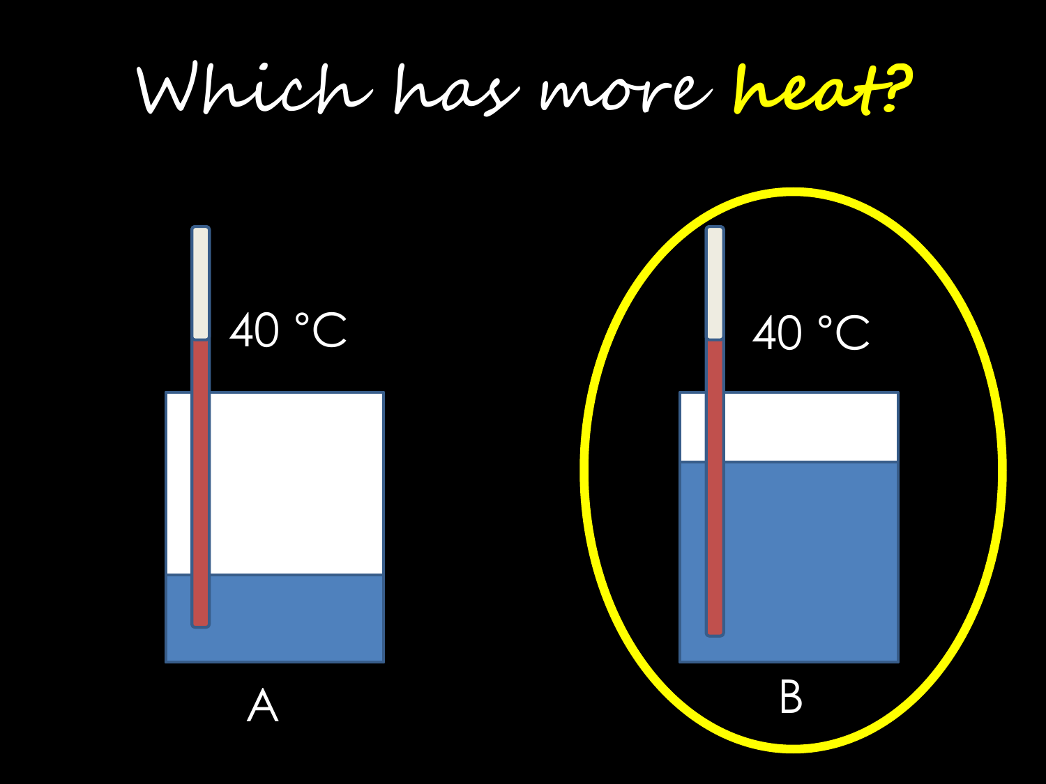# Which has more *heat?*

40 °C

A

40 °C

B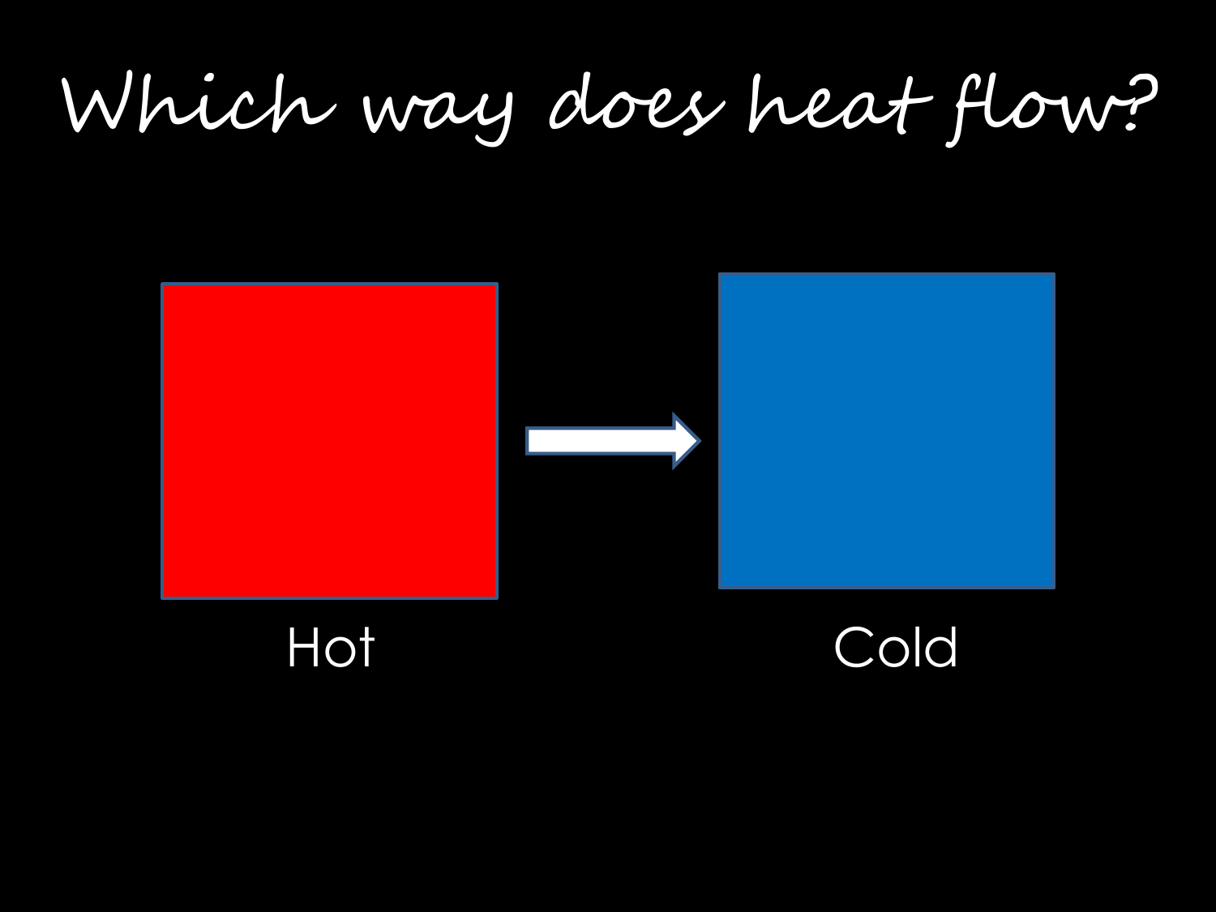# Which way does heat flow?

Hot

Cold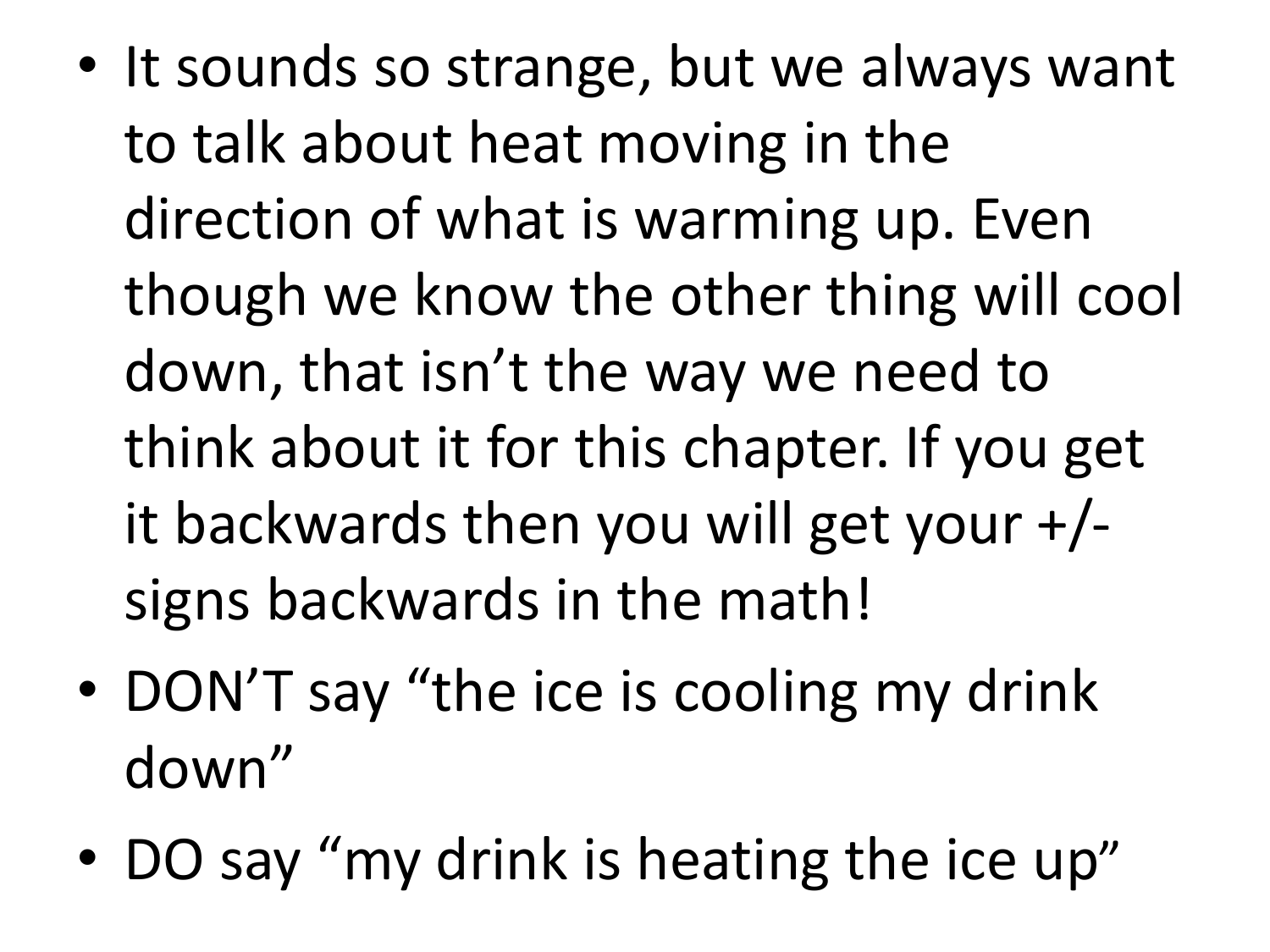- It sounds so strange, but we always want to talk about heat moving in the direction of what is warming up. Even though we know the other thing will cool down, that isn't the way we need to think about it for this chapter. If you get it backwards then you will get your +/- signs backwards in the math!
- DON'T say "the ice is cooling my drink down"
- DO say "my drink is heating the ice up"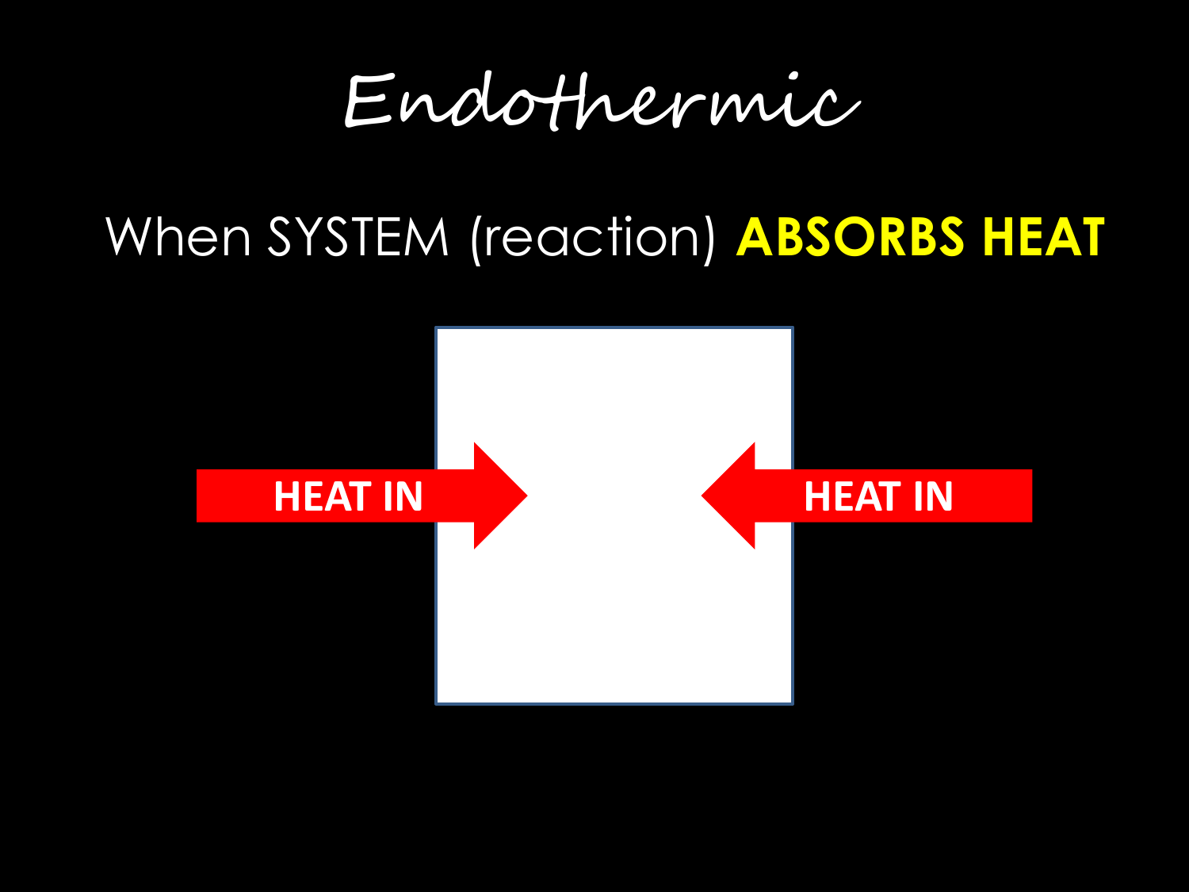# Endothermic

When SYSTEM (reaction) **ABSORBS HEAT**

HEAT IN

HEAT IN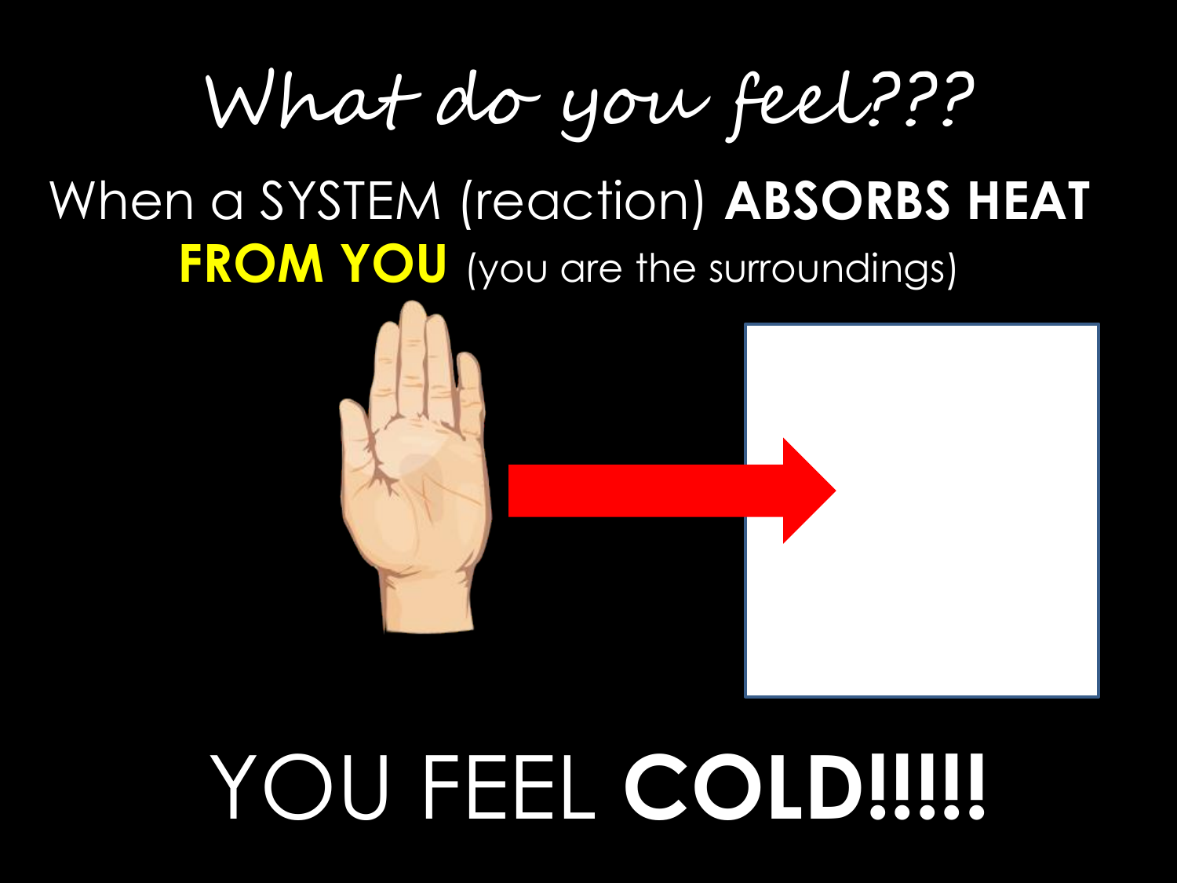# What do you feel???

When a SYSTEM (reaction) **ABSORBS HEAT FROM YOU** (you are the surroundings)

YOU FEEL **COLD!!!!!**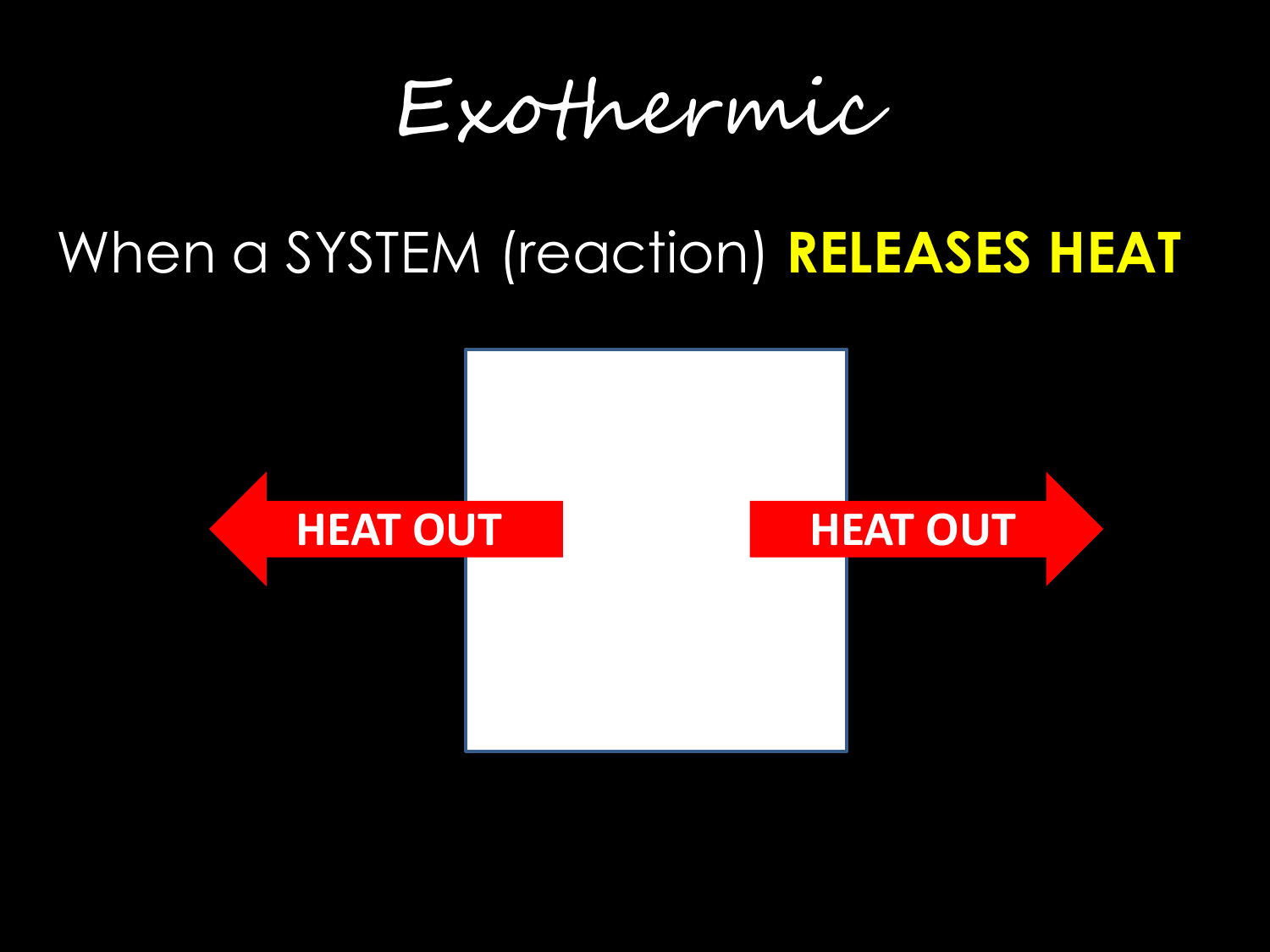# Exothermic

When a SYSTEM (reaction) **RELEASES HEAT**

HEAT OUT

HEAT OUT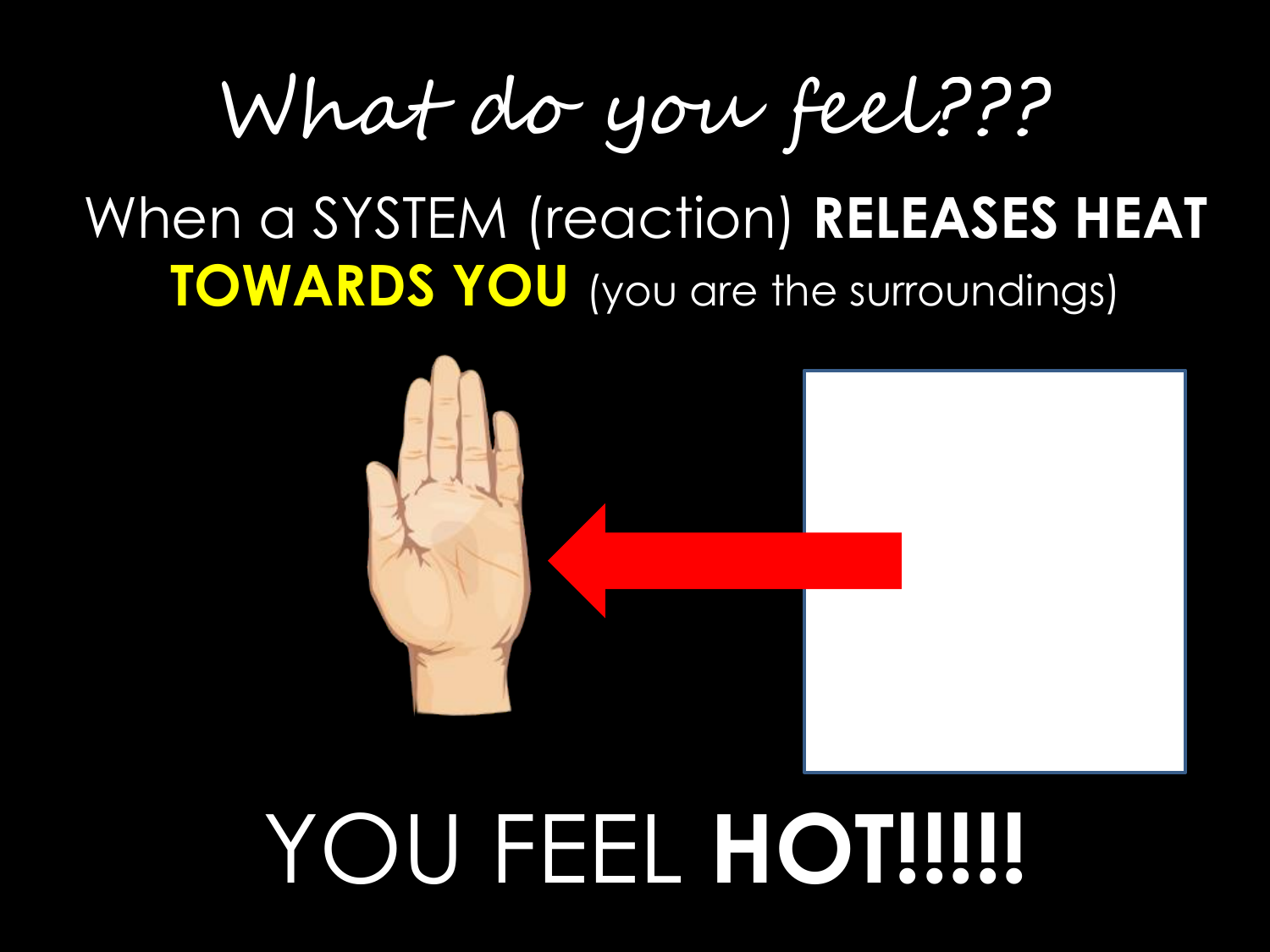# What do you feel???

When a SYSTEM (reaction) **RELEASES HEAT TOWARDS YOU** (you are the surroundings)

YOU FEEL **HOT!!!!!**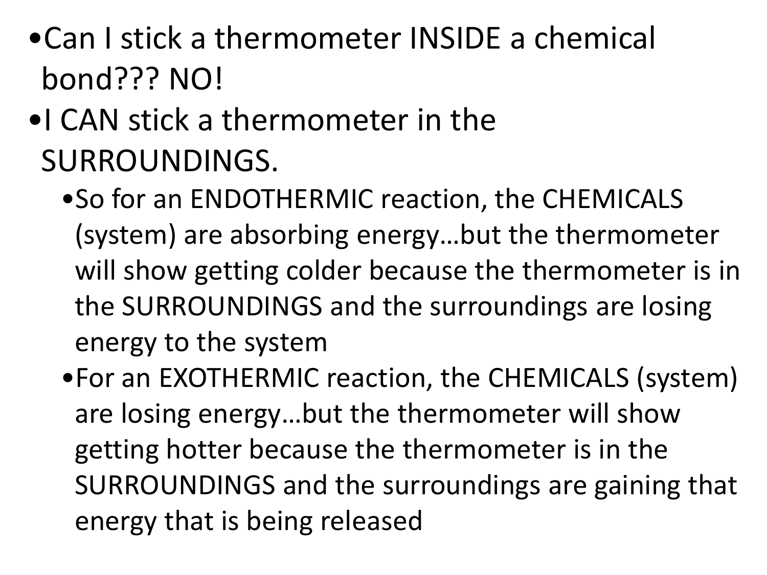- Can I stick a thermometer INSIDE a chemical bond??? NO!
- I CAN stick a thermometer in the SURROUNDINGS.
  - So for an ENDOTHERMIC reaction, the CHEMICALS (system) are absorbing energy…but the thermometer will show getting colder because the thermometer is in the SURROUNDINGS and the surroundings are losing energy to the system
  - For an EXOTHERMIC reaction, the CHEMICALS (system) are losing energy…but the thermometer will show getting hotter because the thermometer is in the SURROUNDINGS and the surroundings are gaining that energy that is being released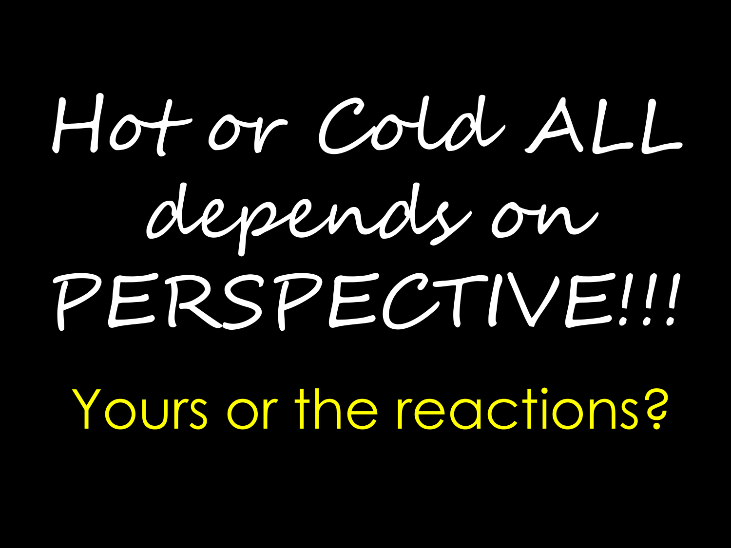# Hot or Cold ALL depends on PERSPECTIVE!!!

Yours or the reactions?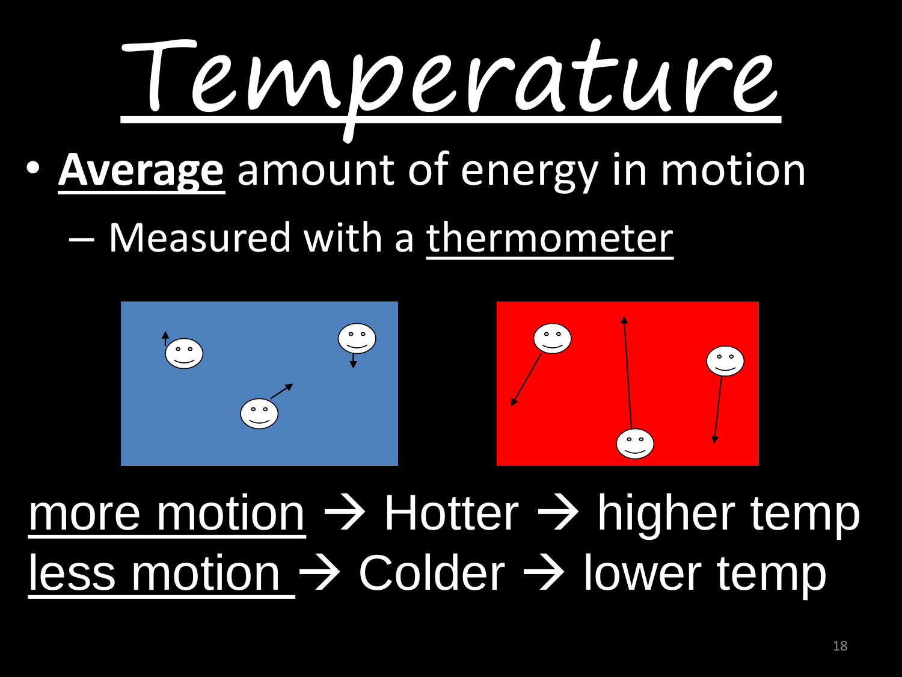# Temperature

- **Average** amount of energy in motion
  - Measured with a thermometer

more motion → Hotter → higher temp

less motion → Colder → lower temp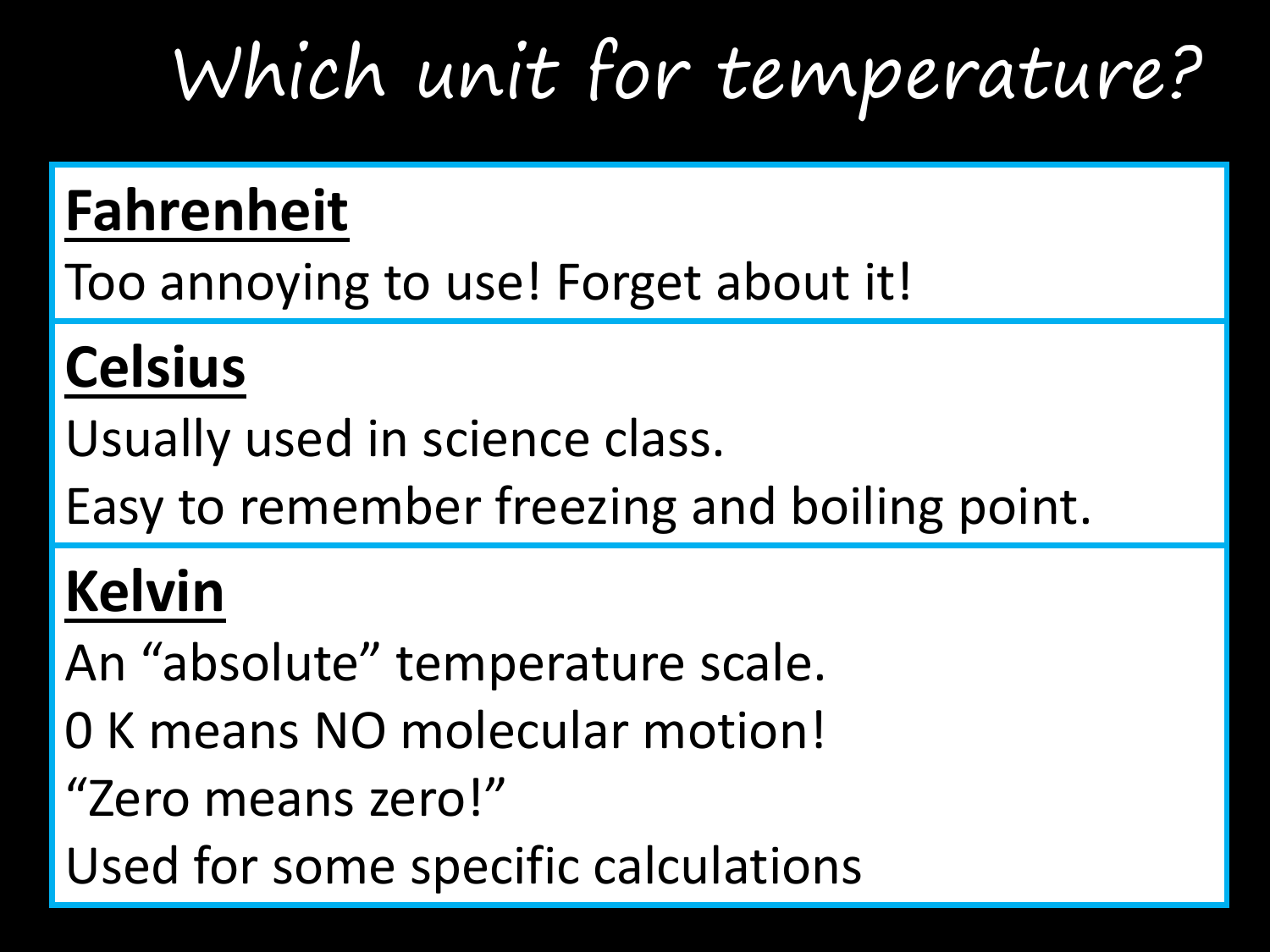# Which unit for temperature?

**Fahrenheit**

Too annoying to use! Forget about it!

**Celsius**

Usually used in science class.

Easy to remember freezing and boiling point.

**Kelvin**

An “absolute” temperature scale.

0 K means NO molecular motion!

“Zero means zero!”

Used for some specific calculations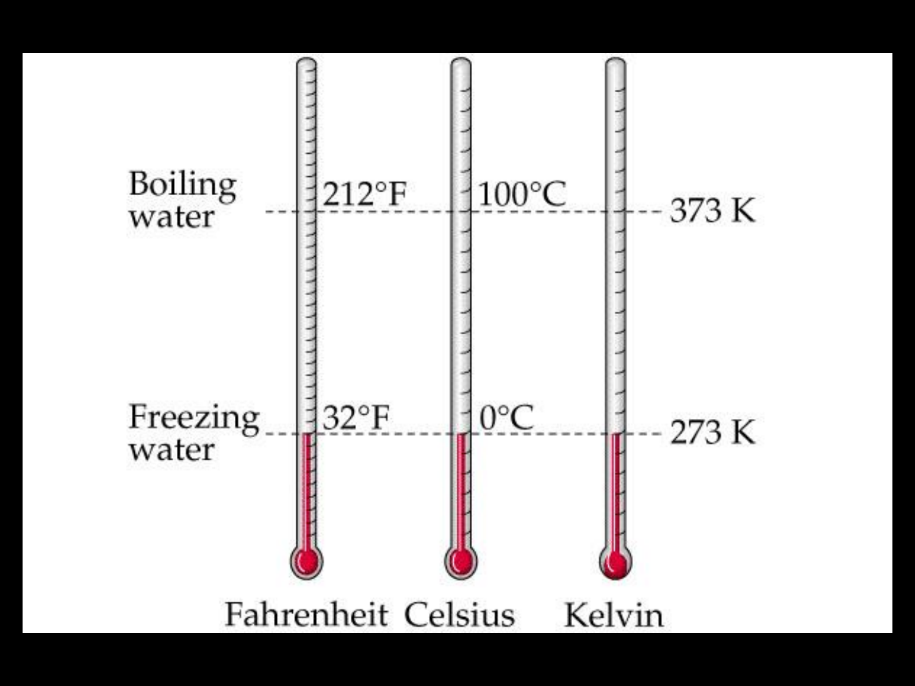Boiling water

212°F

100°C

373 K

Freezing water

32°F

0°C

273 K

Fahrenheit Celsius Kelvin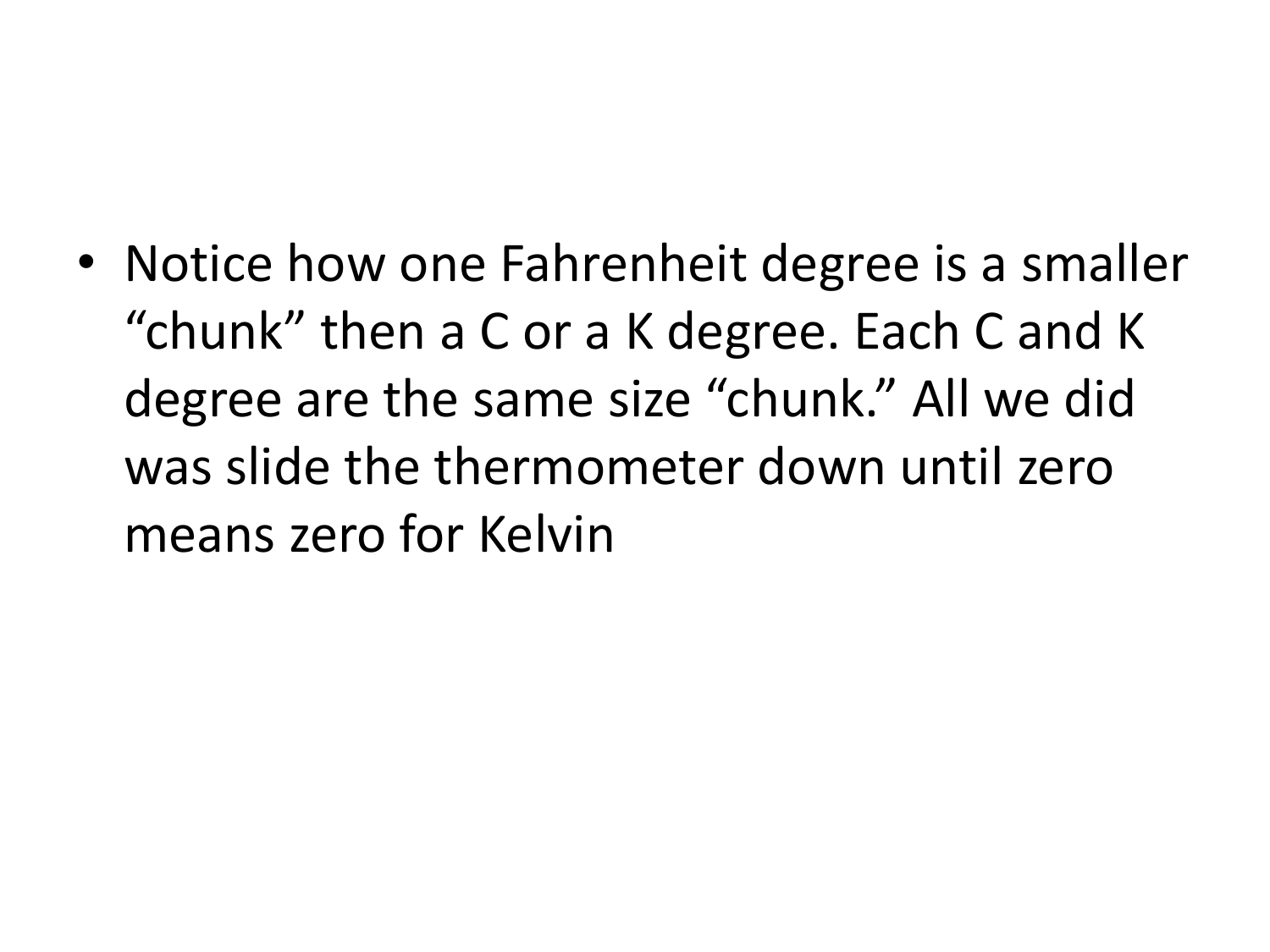- Notice how one Fahrenheit degree is a smaller “chunk” then a C or a K degree. Each C and K degree are the same size “chunk.” All we did was slide the thermometer down until zero means zero for Kelvin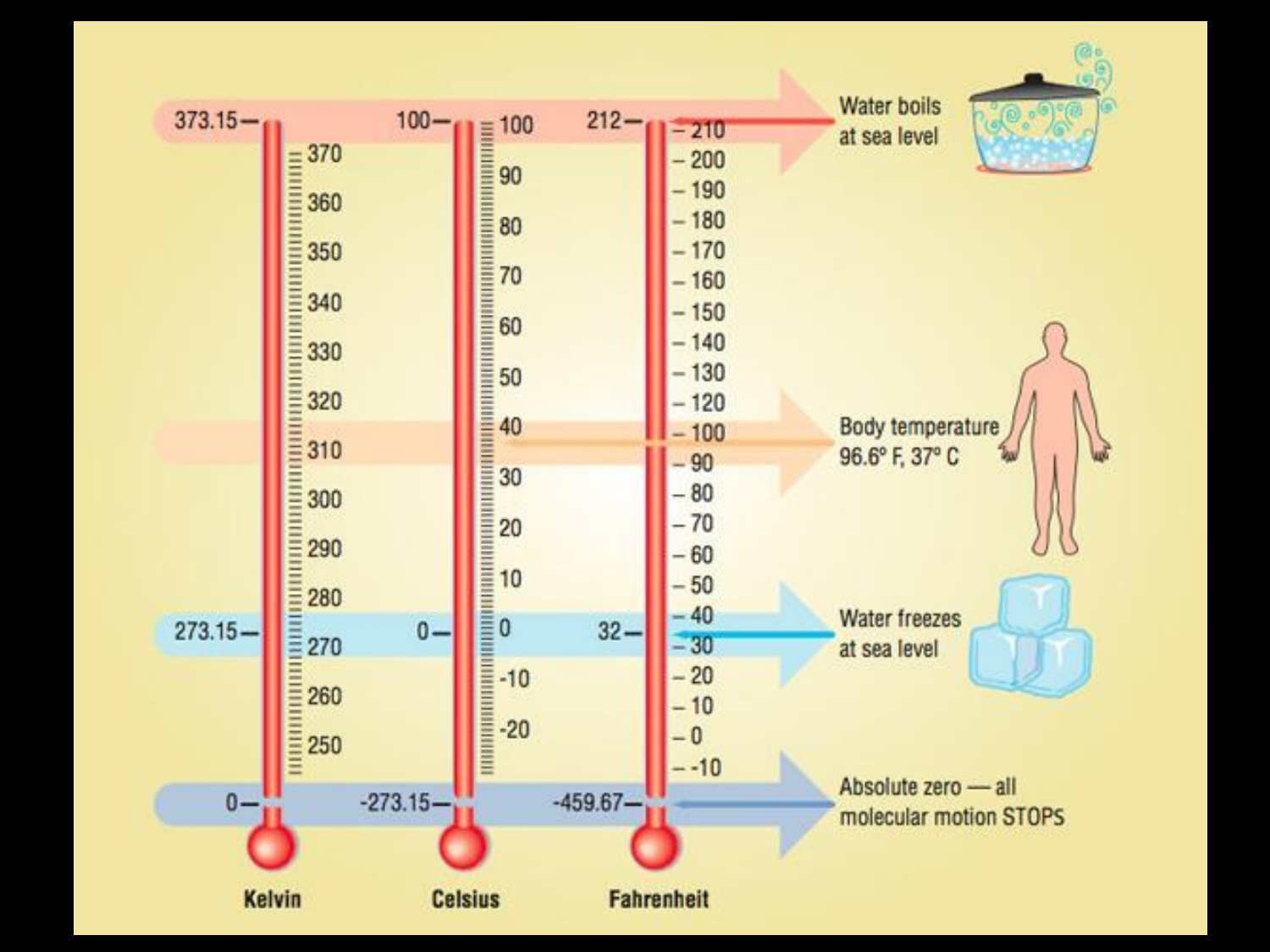| Kelvin | Celsius | Fahrenheit | |
|---|---|---|---|
| 373.15 | 100 | 212 | Water boils at sea level |
| | | | Body temperature 96.6° F, 37° C |
| 273.15 | 0 | 32 | Water freezes at sea level |
| 0 | -273.15 | -459.67 | Absolute zero — all molecular motion STOPS |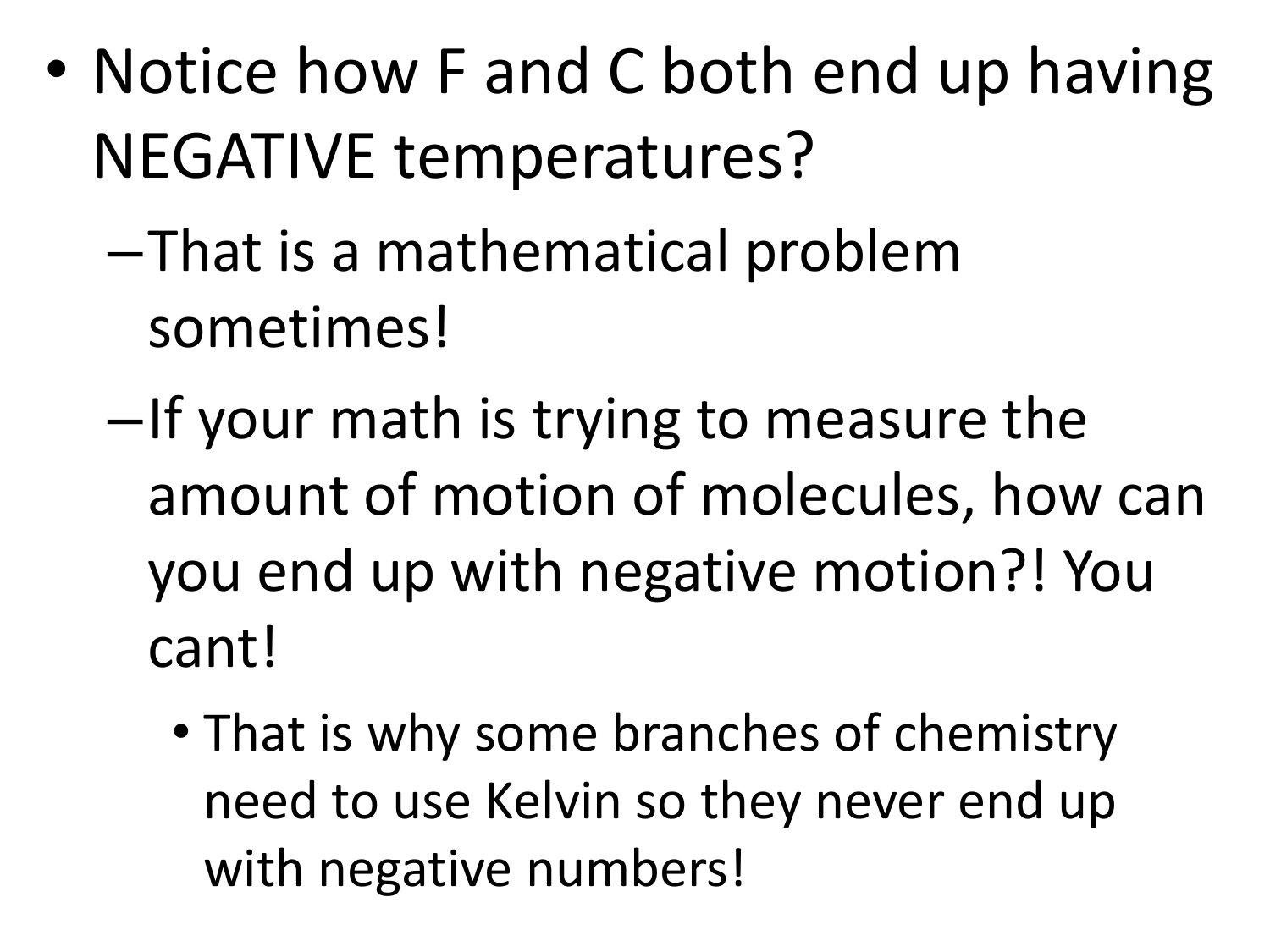- Notice how F and C both end up having NEGATIVE temperatures?
  - That is a mathematical problem sometimes!
  - If your math is trying to measure the amount of motion of molecules, how can you end up with negative motion?! You cant!
    - That is why some branches of chemistry need to use Kelvin so they never end up with negative numbers!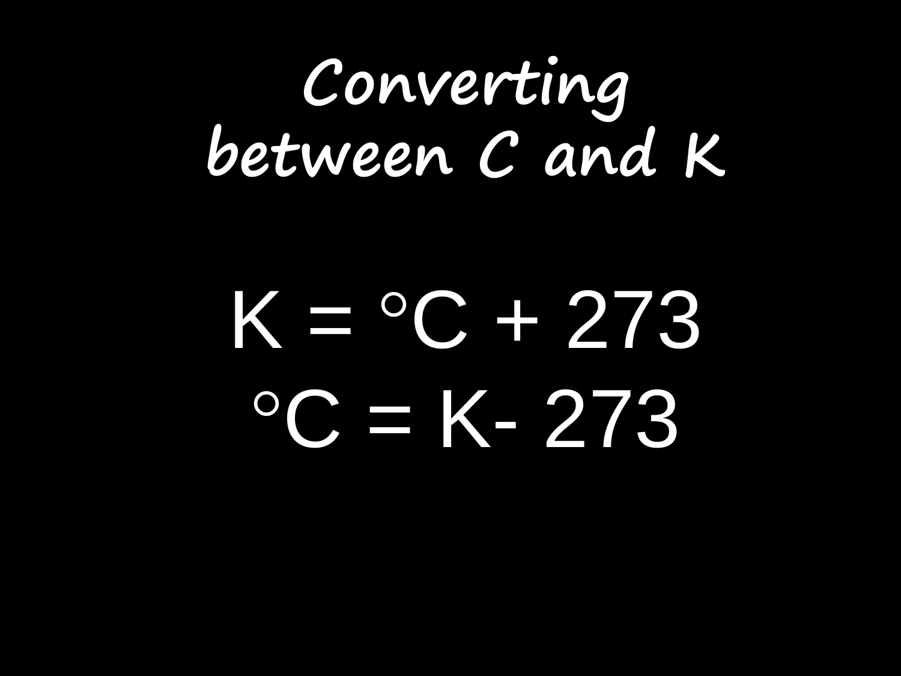# Converting between C and K

$$K = °C + 273$$

$$°C = K - 273$$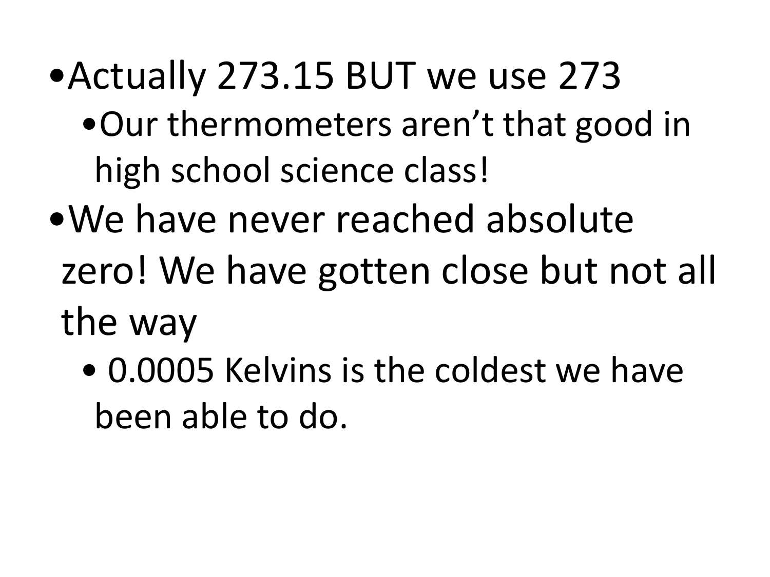- Actually 273.15 BUT we use 273
    - Our thermometers aren't that good in high school science class!
- We have never reached absolute zero! We have gotten close but not all the way
    - 0.0005 Kelvins is the coldest we have been able to do.